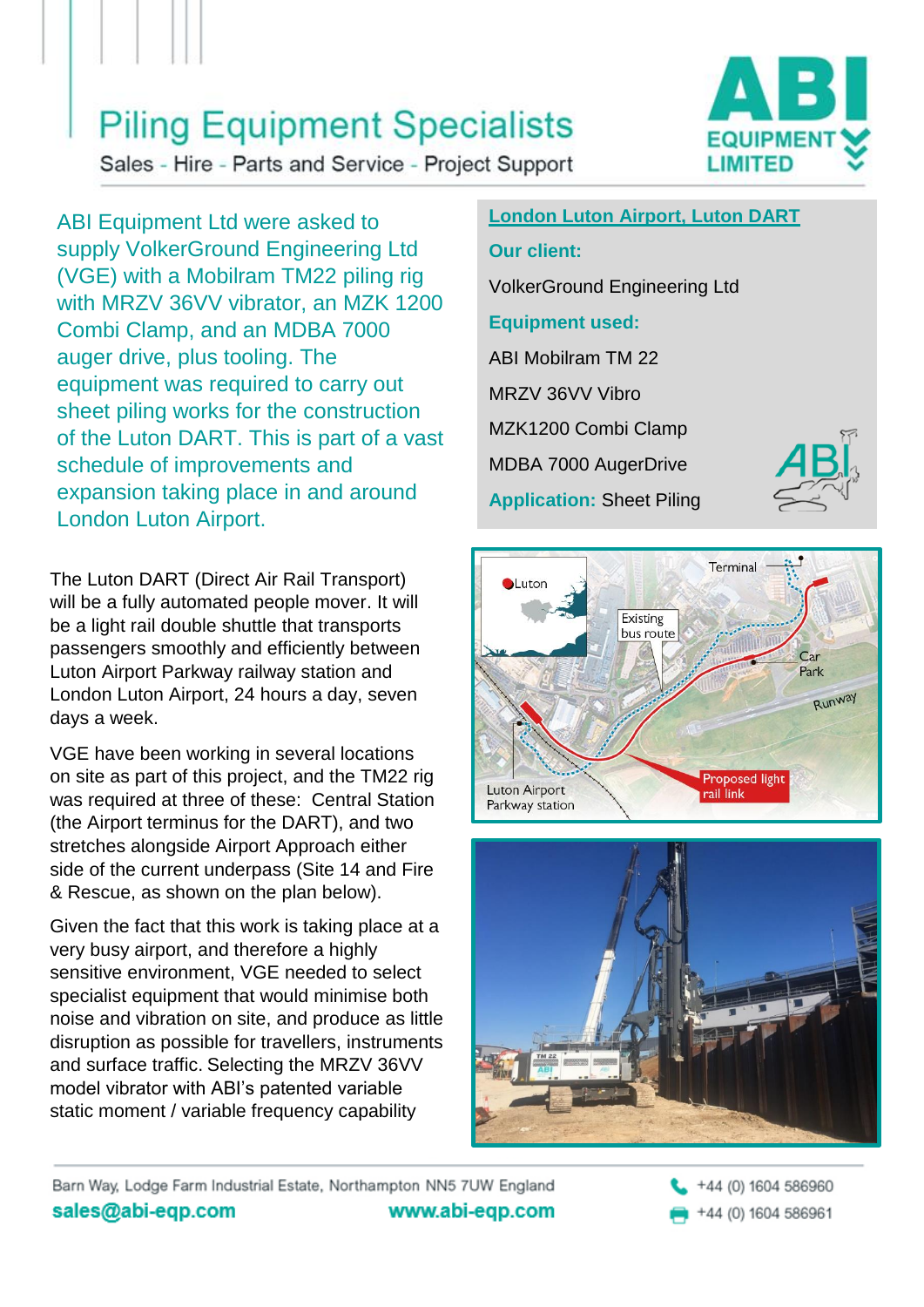# Piling Equipment Specialists

Sales - Hire - Parts and Service - Project Support

ABI Equipment Ltd were asked to supply VolkerGround Engineering Ltd (VGE) with a Mobilram TM22 piling rig with MRZV 36VV vibrator, an MZK 1200 Combi Clamp, and an MDBA 7000 auger drive, plus tooling. The equipment was required to carry out sheet piling works for the construction of the Luton DART. This is part of a vast schedule of improvements and expansion taking place in and around London Luton Airport.

**London Luton Airport, Luton DART**

**Our client:**

VolkerGround Engineering Ltd

**Equipment used:**

ABI Mobilram TM 22

MRZV 36VV Vibro

MZK1200 Combi Clamp

MDBA 7000 AugerDrive

**Application:** Sheet Piling

The Luton DART (Direct Air Rail Transport) will be a fully automated people mover. It will be a light rail double shuttle that transports passengers smoothly and efficiently between Luton Airport Parkway railway station and London Luton Airport, 24 hours a day, seven days a week.

VGE have been working in several locations on site as part of this project, and the TM22 rig was required at three of these: Central Station (the Airport terminus for the DART), and two stretches alongside Airport Approach either side of the current underpass (Site 14 and Fire & Rescue, as shown on the plan below).

Given the fact that this work is taking place at a very busy airport, and therefore a highly sensitive environment, VGE needed to select specialist equipment that would minimise both noise and vibration on site, and produce as little disruption as possible for travellers, instruments and surface traffic. Selecting the MRZV 36VV model vibrator with ABI's patented variable static moment / variable frequency capability

Barn Way, Lodge Farm Industrial Estate, Northampton NN5 7UW England

sales@abi-eqp.com www.abi-eqp.com

+44 (0) 1604 586960

+44 (0) 1604 586961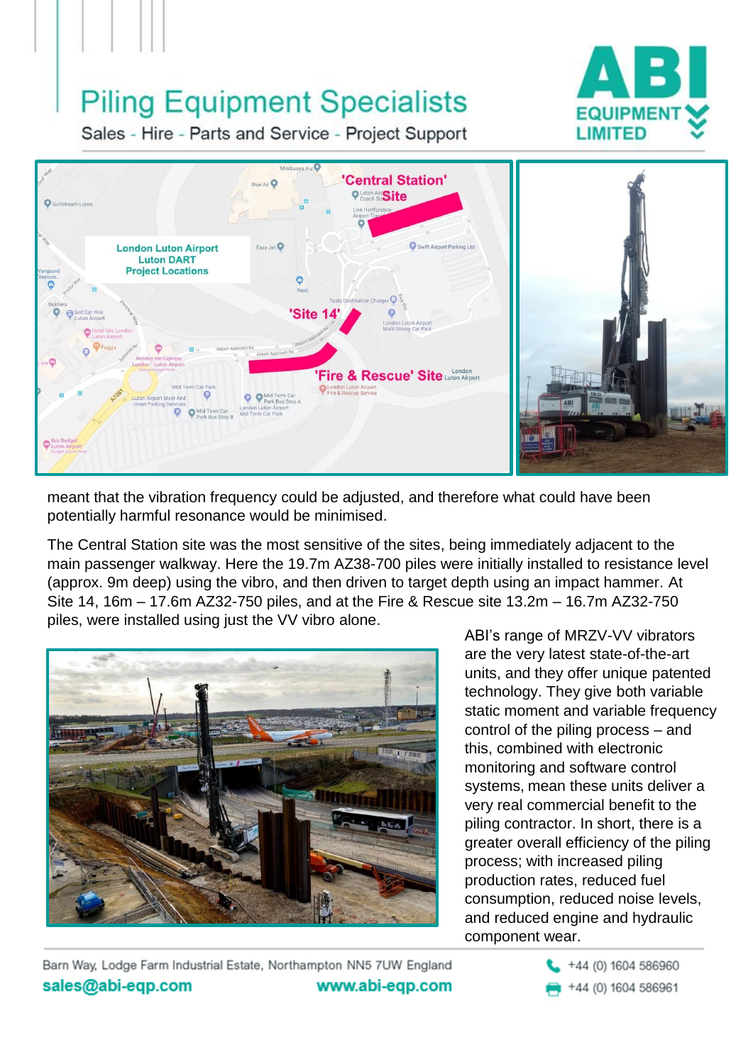meant that the vibration frequency could be adjusted, and therefore what could have been potentially harmful resonance would be minimised.

The Central Station site was the most sensitive of the sites, being immediately adjacent to the main passenger walkway. Here the 19.7m AZ38-700 piles were initially installed to resistance level (approx. 9m deep) using the vibro, and then driven to target depth using an impact hammer. At Site 14, 16m – 17.6m AZ32-750 piles, and at the Fire & Rescue site 13.2m – 16.7m AZ32-750 piles, were installed using just the VV vibro alone.

ABI's range of MRZV-VV vibrators are the very latest state-of-the-art units, and they offer unique patented technology. They give both variable static moment and variable frequency control of the piling process – and this, combined with electronic monitoring and software control systems, mean these units deliver a very real commercial benefit to the piling contractor. In short, there is a greater overall efficiency of the piling process; with increased piling production rates, reduced fuel consumption, reduced noise levels, and reduced engine and hydraulic component wear.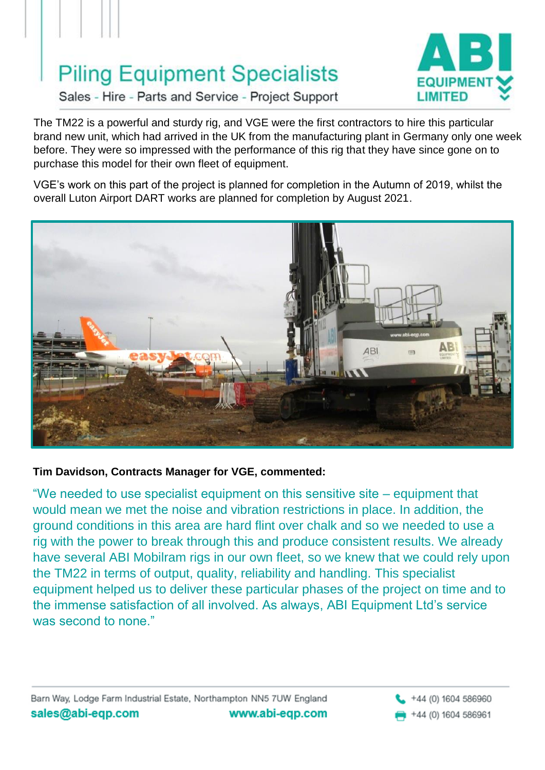The TM22 is a powerful and sturdy rig, and VGE were the first contractors to hire this particular brand new unit, which had arrived in the UK from the manufacturing plant in Germany only one week before. They were so impressed with the performance of this rig that they have since gone on to purchase this model for their own fleet of equipment.

VGE's work on this part of the project is planned for completion in the Autumn of 2019, whilst the overall Luton Airport DART works are planned for completion by August 2021.

**Tim Davidson, Contracts Manager for VGE, commented:**

"We needed to use specialist equipment on this sensitive site – equipment that would mean we met the noise and vibration restrictions in place. In addition, the ground conditions in this area are hard flint over chalk and so we needed to use a rig with the power to break through this and produce consistent results. We already have several ABI Mobilram rigs in our own fleet, so we knew that we could rely upon the TM22 in terms of output, quality, reliability and handling. This specialist equipment helped us to deliver these particular phases of the project on time and to the immense satisfaction of all involved. As always, ABI Equipment Ltd's service was second to none."